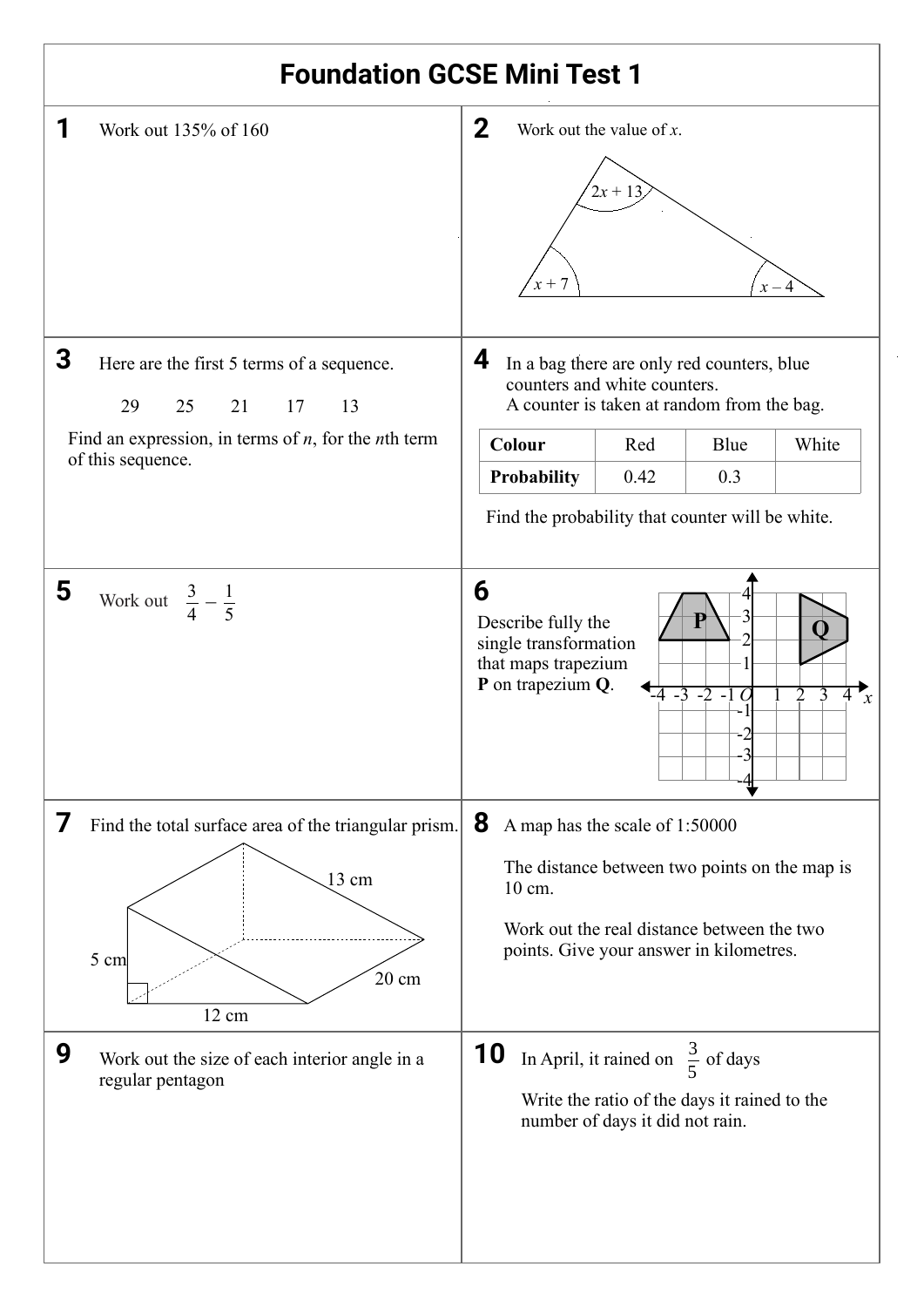# Foundation GCSE Mini Test 1

**1** Work out 135% of 160

**2** Work out the value of $x$.

Triangle with angles $2x + 13$, $x + 7$, $x - 4$

**3** Here are the first 5 terms of a sequence.

29 25 21 17 13

Find an expression, in terms of $n$, for the $n$th term of this sequence.

**4** In a bag there are only red counters, blue counters and white counters.
A counter is taken at random from the bag.

| Colour | Red | Blue | White |
|---|---|---|---|
| **Probability** | 0.42 | 0.3 | |

Find the probability that counter will be white.

**5** Work out $\frac{3}{4} - \frac{1}{5}$

**6** Describe fully the single transformation that maps trapezium **P** on trapezium **Q**.

**7** Find the total surface area of the triangular prism.

5 cm, 12 cm, 13 cm, 20 cm

**8** A map has the scale of 1:50000

The distance between two points on the map is 10 cm.

Work out the real distance between the two points. Give your answer in kilometres.

**9** Work out the size of each interior angle in a regular pentagon

**10** In April, it rained on $\frac{3}{5}$ of days

Write the ratio of the days it rained to the number of days it did not rain.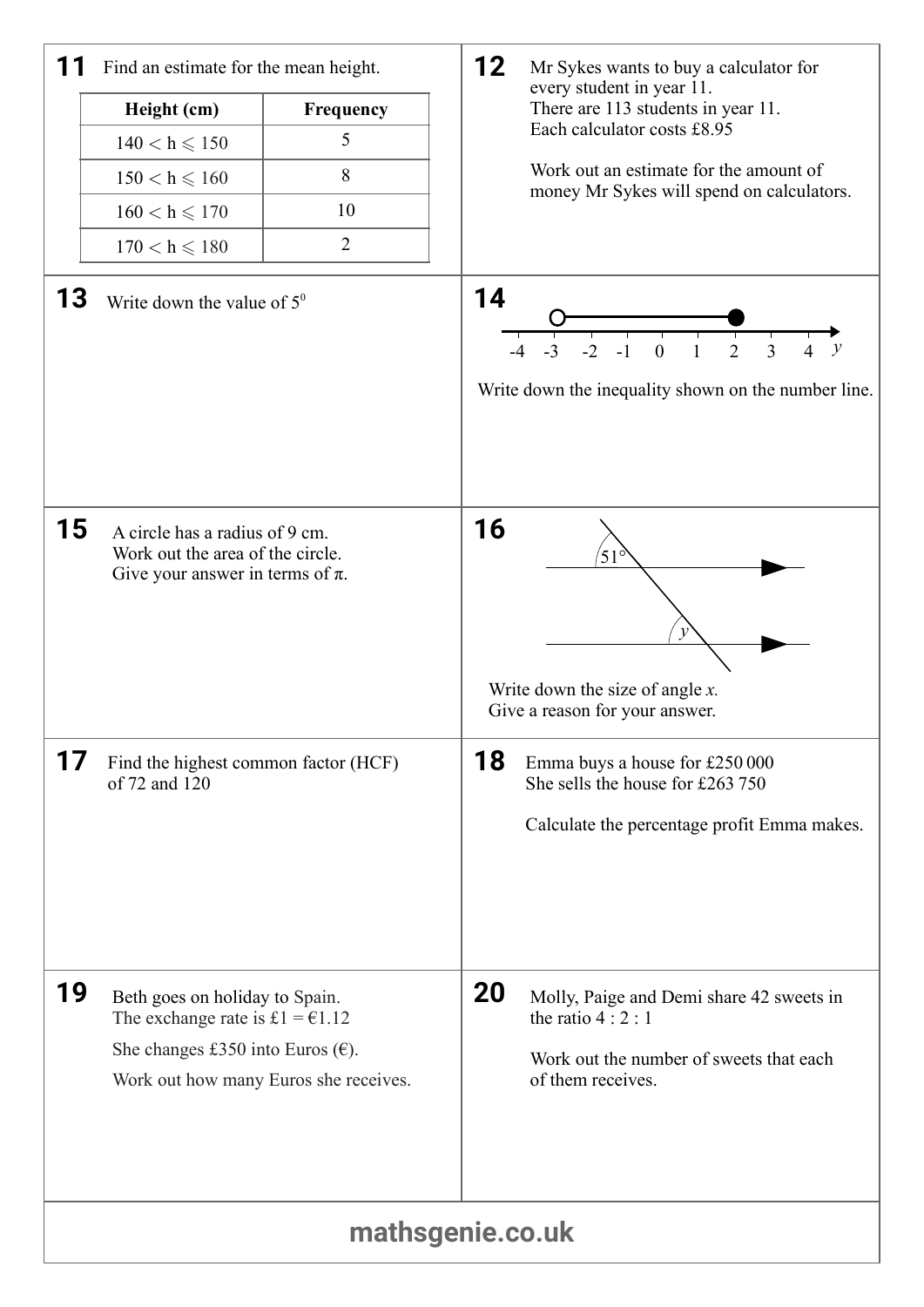**11** Find an estimate for the mean height.

| Height (cm) | Frequency |
|---|---|
| $140 < h \leqslant 150$ | 5 |
| $150 < h \leqslant 160$ | 8 |
| $160 < h \leqslant 170$ | 10 |
| $170 < h \leqslant 180$ | 2 |

**12** Mr Sykes wants to buy a calculator for every student in year 11.
There are 113 students in year 11.
Each calculator costs £8.95

Work out an estimate for the amount of money Mr Sykes will spend on calculators.

**13** Write down the value of $5^0$

**14**

-4 -3 -2 -1 0 1 2 3 4 $y$

Write down the inequality shown on the number line.

**15** A circle has a radius of 9 cm.
Work out the area of the circle.
Give your answer in terms of π.

**16**

51°

$y$

Write down the size of angle $x$.
Give a reason for your answer.

**17** Find the highest common factor (HCF) of 72 and 120

**18** Emma buys a house for £250 000
She sells the house for £263 750

Calculate the percentage profit Emma makes.

**19** Beth goes on holiday to Spain.
The exchange rate is £1 = €1.12

She changes £350 into Euros (€).

Work out how many Euros she receives.

**20** Molly, Paige and Demi share 42 sweets in the ratio 4 : 2 : 1

Work out the number of sweets that each of them receives.

**mathsgenie.co.uk**